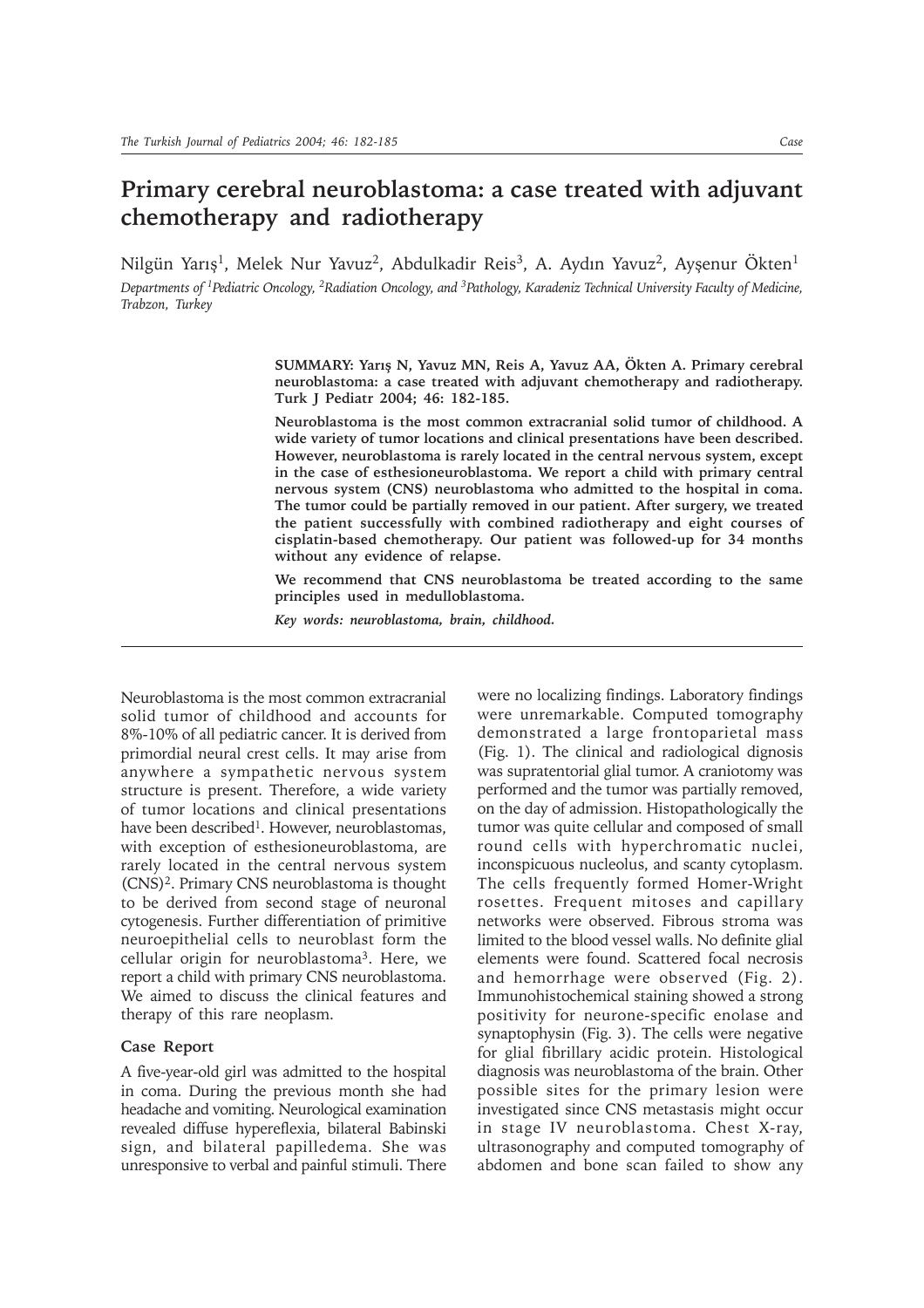# Primary cerebral neuroblastoma: a case treated with adjuvant chemotherapy and radiotherapy

Nilgün Yarış[1], Melek Nur Yavuz[2], Abdulkadir Reis[3], A. Aydın Yavuz[2], Ayşenur Ökten[1]

*Departments of [1]Pediatric Oncology, [2]Radiation Oncology, and [3]Pathology, Karadeniz Technical University Faculty of Medicine, Trabzon, Turkey*

**SUMMARY: Yarış N, Yavuz MN, Reis A, Yavuz AA, Ökten A. Primary cerebral neuroblastoma: a case treated with adjuvant chemotherapy and radiotherapy. Turk J Pediatr 2004; 46: 182-185.**

**Neuroblastoma is the most common extracranial solid tumor of childhood. A wide variety of tumor locations and clinical presentations have been described. However, neuroblastoma is rarely located in the central nervous system, except in the case of esthesioneuroblastoma. We report a child with primary central nervous system (CNS) neuroblastoma who admitted to the hospital in coma. The tumor could be partially removed in our patient. After surgery, we treated the patient successfully with combined radiotherapy and eight courses of cisplatin-based chemotherapy. Our patient was followed-up for 34 months without any evidence of relapse.**

**We recommend that CNS neuroblastoma be treated according to the same principles used in medulloblastoma.**

***Key words: neuroblastoma, brain, childhood.***

Neuroblastoma is the most common extracranial solid tumor of childhood and accounts for 8%-10% of all pediatric cancer. It is derived from primordial neural crest cells. It may arise from anywhere a sympathetic nervous system structure is present. Therefore, a wide variety of tumor locations and clinical presentations have been described[1]. However, neuroblastomas, with exception of esthesioneuroblastoma, are rarely located in the central nervous system (CNS)[2]. Primary CNS neuroblastoma is thought to be derived from second stage of neuronal cytogenesis. Further differentiation of primitive neuroepithelial cells to neuroblast form the cellular origin for neuroblastoma[3]. Here, we report a child with primary CNS neuroblastoma. We aimed to discuss the clinical features and therapy of this rare neoplasm.

## Case Report

A five-year-old girl was admitted to the hospital in coma. During the previous month she had headache and vomiting. Neurological examination revealed diffuse hypereflexia, bilateral Babinski sign, and bilateral papilledema. She was unresponsive to verbal and painful stimuli. There were no localizing findings. Laboratory findings were unremarkable. Computed tomography demonstrated a large frontoparietal mass (Fig. 1). The clinical and radiological dignosis was supratentorial glial tumor. A craniotomy was performed and the tumor was partially removed, on the day of admission. Histopathologically the tumor was quite cellular and composed of small round cells with hyperchromatic nuclei, inconspicuous nucleolus, and scanty cytoplasm. The cells frequently formed Homer-Wright rosettes. Frequent mitoses and capillary networks were observed. Fibrous stroma was limited to the blood vessel walls. No definite glial elements were found. Scattered focal necrosis and hemorrhage were observed (Fig. 2). Immunohistochemical staining showed a strong positivity for neurone-specific enolase and synaptophysin (Fig. 3). The cells were negative for glial fibrillary acidic protein. Histological diagnosis was neuroblastoma of the brain. Other possible sites for the primary lesion were investigated since CNS metastasis might occur in stage IV neuroblastoma. Chest X-ray, ultrasonography and computed tomography of abdomen and bone scan failed to show any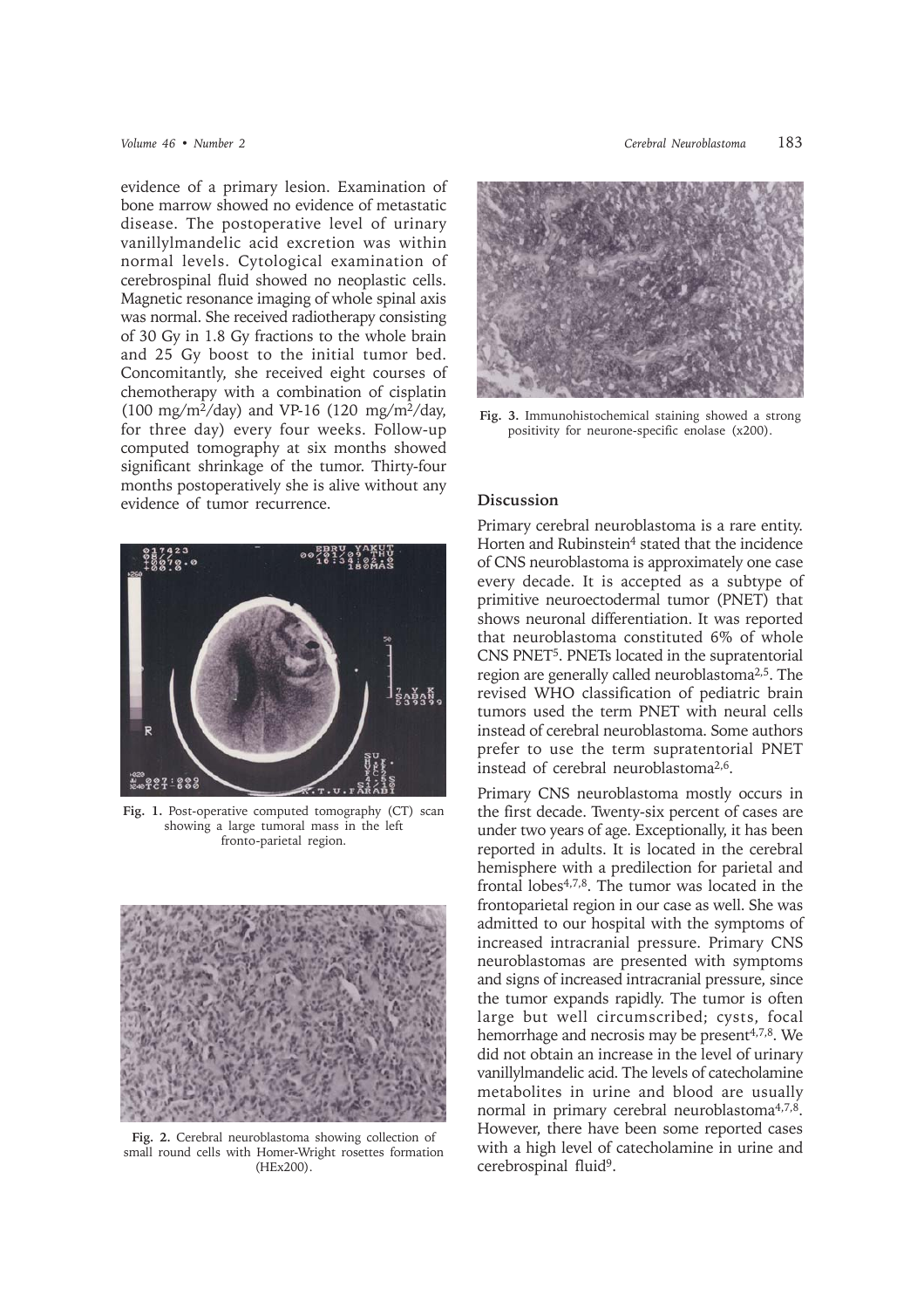evidence of a primary lesion. Examination of bone marrow showed no evidence of metastatic disease. The postoperative level of urinary vanillylmandelic acid excretion was within normal levels. Cytological examination of cerebrospinal fluid showed no neoplastic cells. Magnetic resonance imaging of whole spinal axis was normal. She received radiotherapy consisting of 30 Gy in 1.8 Gy fractions to the whole brain and 25 Gy boost to the initial tumor bed. Concomitantly, she received eight courses of chemotherapy with a combination of cisplatin (100 mg/m$^2$/day) and VP-16 (120 mg/m$^2$/day, for three day) every four weeks. Follow-up computed tomography at six months showed significant shrinkage of the tumor. Thirty-four months postoperatively she is alive without any evidence of tumor recurrence.

**Fig. 1.** Post-operative computed tomography (CT) scan showing a large tumoral mass in the left fronto-parietal region.

**Fig. 2.** Cerebral neuroblastoma showing collection of small round cells with Homer-Wright rosettes formation (HEx200).

**Fig. 3.** Immunohistochemical staining showed a strong positivity for neurone-specific enolase (x200).

## Discussion

Primary cerebral neuroblastoma is a rare entity. Horten and Rubinstein[4] stated that the incidence of CNS neuroblastoma is approximately one case every decade. It is accepted as a subtype of primitive neuroectodermal tumor (PNET) that shows neuronal differentiation. It was reported that neuroblastoma constituted 6% of whole CNS PNET[5]. PNETs located in the supratentorial region are generally called neuroblastoma[2,5]. The revised WHO classification of pediatric brain tumors used the term PNET with neural cells instead of cerebral neuroblastoma. Some authors prefer to use the term supratentorial PNET instead of cerebral neuroblastoma[2,6].

Primary CNS neuroblastoma mostly occurs in the first decade. Twenty-six percent of cases are under two years of age. Exceptionally, it has been reported in adults. It is located in the cerebral hemisphere with a predilection for parietal and frontal lobes[4,7,8]. The tumor was located in the frontoparietal region in our case as well. She was admitted to our hospital with the symptoms of increased intracranial pressure. Primary CNS neuroblastomas are presented with symptoms and signs of increased intracranial pressure, since the tumor expands rapidly. The tumor is often large but well circumscribed; cysts, focal hemorrhage and necrosis may be present[4,7,8]. We did not obtain an increase in the level of urinary vanillylmandelic acid. The levels of catecholamine metabolites in urine and blood are usually normal in primary cerebral neuroblastoma[4,7,8]. However, there have been some reported cases with a high level of catecholamine in urine and cerebrospinal fluid[9].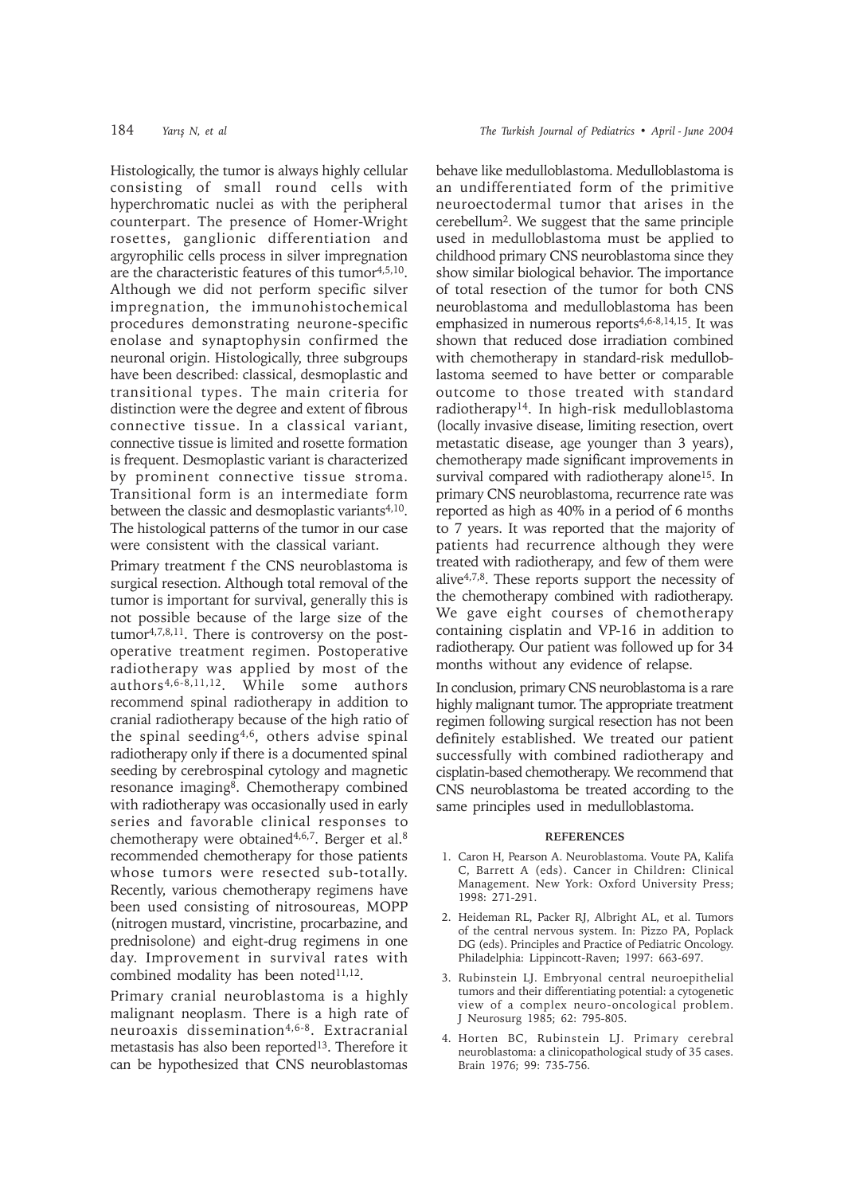Histologically, the tumor is always highly cellular consisting of small round cells with hyperchromatic nuclei as with the peripheral counterpart. The presence of Homer-Wright rosettes, ganglionic differentiation and argyrophilic cells process in silver impregnation are the characteristic features of this tumor[4,5,10]. Although we did not perform specific silver impregnation, the immunohistochemical procedures demonstrating neurone-specific enolase and synaptophysin confirmed the neuronal origin. Histologically, three subgroups have been described: classical, desmoplastic and transitional types. The main criteria for distinction were the degree and extent of fibrous connective tissue. In a classical variant, connective tissue is limited and rosette formation is frequent. Desmoplastic variant is characterized by prominent connective tissue stroma. Transitional form is an intermediate form between the classic and desmoplastic variants[4,10]. The histological patterns of the tumor in our case were consistent with the classical variant.

Primary treatment f the CNS neuroblastoma is surgical resection. Although total removal of the tumor is important for survival, generally this is not possible because of the large size of the tumor[4,7,8,11]. There is controversy on the post-operative treatment regimen. Postoperative radiotherapy was applied by most of the authors[4,6-8,11,12]. While some authors recommend spinal radiotherapy in addition to cranial radiotherapy because of the high ratio of the spinal seeding[4,6], others advise spinal radiotherapy only if there is a documented spinal seeding by cerebrospinal cytology and magnetic resonance imaging[8]. Chemotherapy combined with radiotherapy was occasionally used in early series and favorable clinical responses to chemotherapy were obtained[4,6,7]. Berger et al.[8] recommended chemotherapy for those patients whose tumors were resected sub-totally. Recently, various chemotherapy regimens have been used consisting of nitrosoureas, MOPP (nitrogen mustard, vincristine, procarbazine, and prednisolone) and eight-drug regimens in one day. Improvement in survival rates with combined modality has been noted[11,12].

Primary cranial neuroblastoma is a highly malignant neoplasm. There is a high rate of neuroaxis dissemination[4,6-8]. Extracranial metastasis has also been reported[13]. Therefore it can be hypothesized that CNS neuroblastomas behave like medulloblastoma. Medulloblastoma is an undifferentiated form of the primitive neuroectodermal tumor that arises in the cerebellum[2]. We suggest that the same principle used in medulloblastoma must be applied to childhood primary CNS neuroblastoma since they show similar biological behavior. The importance of total resection of the tumor for both CNS neuroblastoma and medulloblastoma has been emphasized in numerous reports[4,6-8,14,15]. It was shown that reduced dose irradiation combined with chemotherapy in standard-risk medulloblastoma seemed to have better or comparable outcome to those treated with standard radiotherapy[14]. In high-risk medulloblastoma (locally invasive disease, limiting resection, overt metastatic disease, age younger than 3 years), chemotherapy made significant improvements in survival compared with radiotherapy alone[15]. In primary CNS neuroblastoma, recurrence rate was reported as high as 40% in a period of 6 months to 7 years. It was reported that the majority of patients had recurrence although they were treated with radiotherapy, and few of them were alive[4,7,8]. These reports support the necessity of the chemotherapy combined with radiotherapy. We gave eight courses of chemotherapy containing cisplatin and VP-16 in addition to radiotherapy. Our patient was followed up for 34 months without any evidence of relapse.

In conclusion, primary CNS neuroblastoma is a rare highly malignant tumor. The appropriate treatment regimen following surgical resection has not been definitely established. We treated our patient successfully with combined radiotherapy and cisplatin-based chemotherapy. We recommend that CNS neuroblastoma be treated according to the same principles used in medulloblastoma.

## REFERENCES

1. Caron H, Pearson A. Neuroblastoma. Voute PA, Kalifa C, Barrett A (eds). Cancer in Children: Clinical Management. New York: Oxford University Press; 1998: 271-291.
2. Heideman RL, Packer RJ, Albright AL, et al. Tumors of the central nervous system. In: Pizzo PA, Poplack DG (eds). Principles and Practice of Pediatric Oncology. Philadelphia: Lippincott-Raven; 1997: 663-697.
3. Rubinstein LJ. Embryonal central neuroepithelial tumors and their differentiating potential: a cytogenetic view of a complex neuro-oncological problem. J Neurosurg 1985; 62: 795-805.
4. Horten BC, Rubinstein LJ. Primary cerebral neuroblastoma: a clinicopathological study of 35 cases. Brain 1976; 99: 735-756.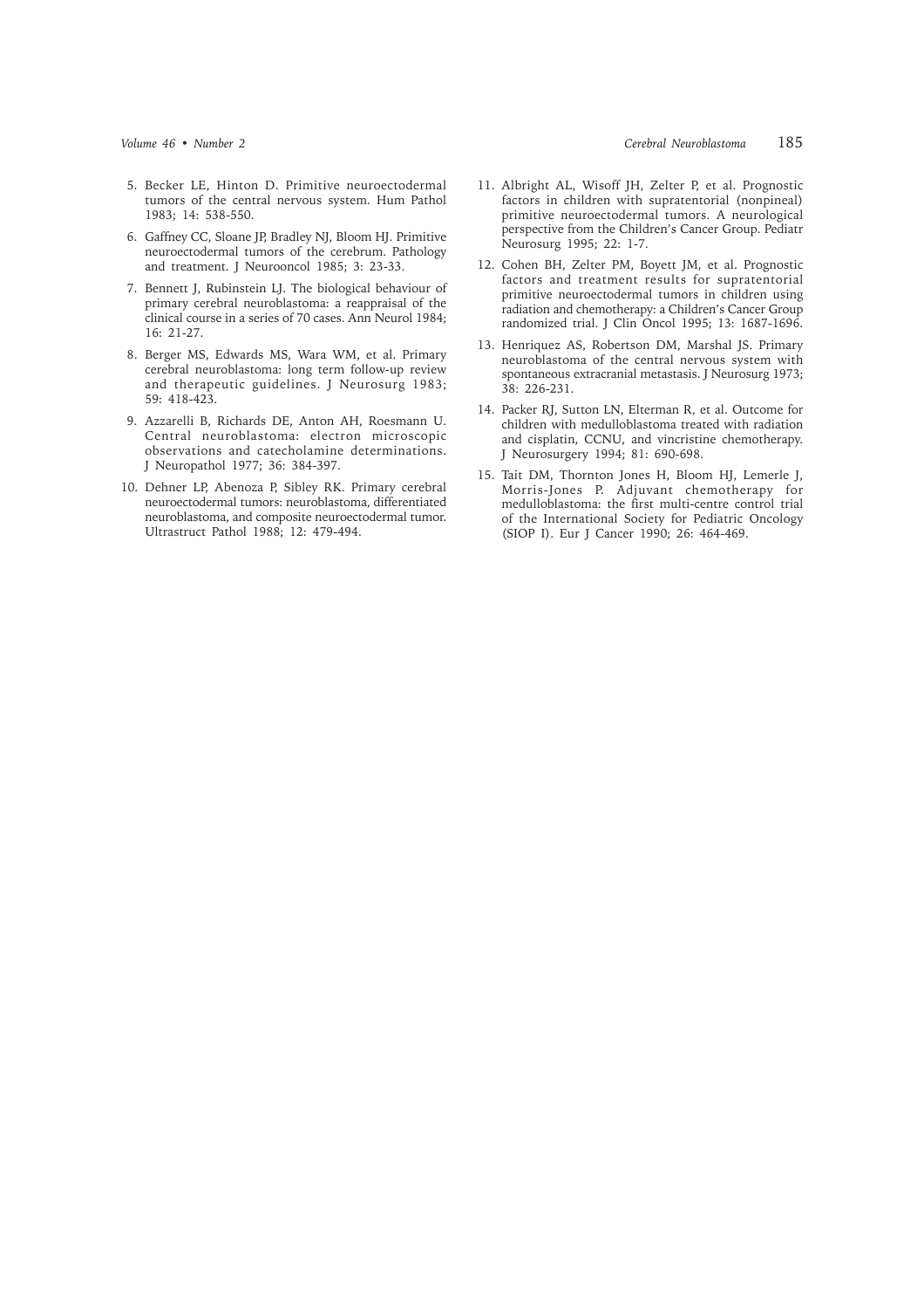5. Becker LE, Hinton D. Primitive neuroectodermal tumors of the central nervous system. Hum Pathol 1983; 14: 538-550.
6. Gaffney CC, Sloane JP, Bradley NJ, Bloom HJ. Primitive neuroectodermal tumors of the cerebrum. Pathology and treatment. J Neurooncol 1985; 3: 23-33.
7. Bennett J, Rubinstein LJ. The biological behaviour of primary cerebral neuroblastoma: a reappraisal of the clinical course in a series of 70 cases. Ann Neurol 1984; 16: 21-27.
8. Berger MS, Edwards MS, Wara WM, et al. Primary cerebral neuroblastoma: long term follow-up review and therapeutic guidelines. J Neurosurg 1983; 59: 418-423.
9. Azzarelli B, Richards DE, Anton AH, Roesmann U. Central neuroblastoma: electron microscopic observations and catecholamine determinations. J Neuropathol 1977; 36: 384-397.
10. Dehner LP, Abenoza P, Sibley RK. Primary cerebral neuroectodermal tumors: neuroblastoma, differentiated neuroblastoma, and composite neuroectodermal tumor. Ultrastruct Pathol 1988; 12: 479-494.
11. Albright AL, Wisoff JH, Zelter P, et al. Prognostic factors in children with supratentorial (nonpineal) primitive neuroectodermal tumors. A neurological perspective from the Children's Cancer Group. Pediatr Neurosurg 1995; 22: 1-7.
12. Cohen BH, Zelter PM, Boyett JM, et al. Prognostic factors and treatment results for supratentorial primitive neuroectodermal tumors in children using radiation and chemotherapy: a Children's Cancer Group randomized trial. J Clin Oncol 1995; 13: 1687-1696.
13. Henriquez AS, Robertson DM, Marshal JS. Primary neuroblastoma of the central nervous system with spontaneous extracranial metastasis. J Neurosurg 1973; 38: 226-231.
14. Packer RJ, Sutton LN, Elterman R, et al. Outcome for children with medulloblastoma treated with radiation and cisplatin, CCNU, and vincristine chemotherapy. J Neurosurgery 1994; 81: 690-698.
15. Tait DM, Thornton Jones H, Bloom HJ, Lemerle J, Morris-Jones P. Adjuvant chemotherapy for medulloblastoma: the first multi-centre control trial of the International Society for Pediatric Oncology (SIOP I). Eur J Cancer 1990; 26: 464-469.